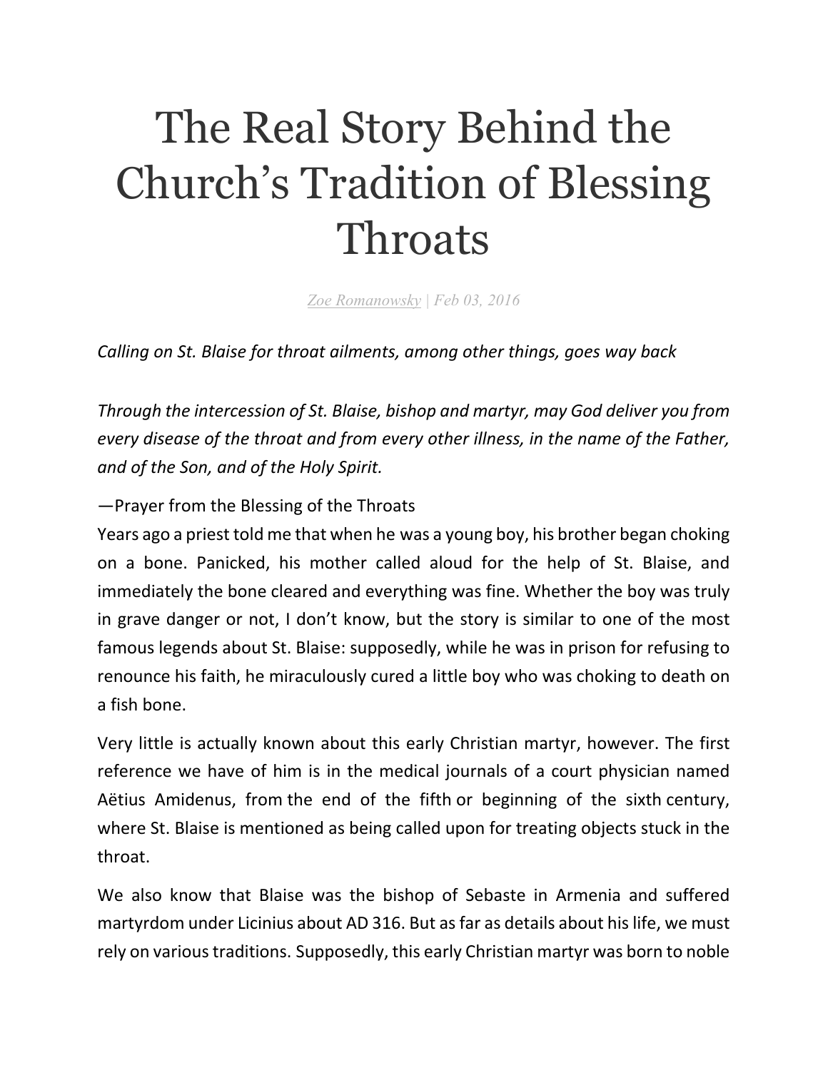# The Real Story Behind the Church's Tradition of Blessing Throats

Zoe Romanowsky | Feb 03, 2016

*Calling on St. Blaise for throat ailments, among other things, goes way back*

*Through the intercession of St. Blaise, bishop and martyr, may God deliver you from every disease of the throat and from every other illness, in the name of the Father, and of the Son, and of the Holy Spirit.*

—Prayer from the Blessing of the Throats

Years ago a priest told me that when he was a young boy, his brother began choking on a bone. Panicked, his mother called aloud for the help of St. Blaise, and immediately the bone cleared and everything was fine. Whether the boy was truly in grave danger or not, I don't know, but the story is similar to one of the most famous legends about St. Blaise: supposedly, while he was in prison for refusing to renounce his faith, he miraculously cured a little boy who was choking to death on a fish bone.

Very little is actually known about this early Christian martyr, however. The first reference we have of him is in the medical journals of a court physician named Aëtius Amidenus, from the end of the fifth or beginning of the sixth century, where St. Blaise is mentioned as being called upon for treating objects stuck in the throat.

We also know that Blaise was the bishop of Sebaste in Armenia and suffered martyrdom under Licinius about AD 316. But as far as details about his life, we must rely on various traditions. Supposedly, this early Christian martyr was born to noble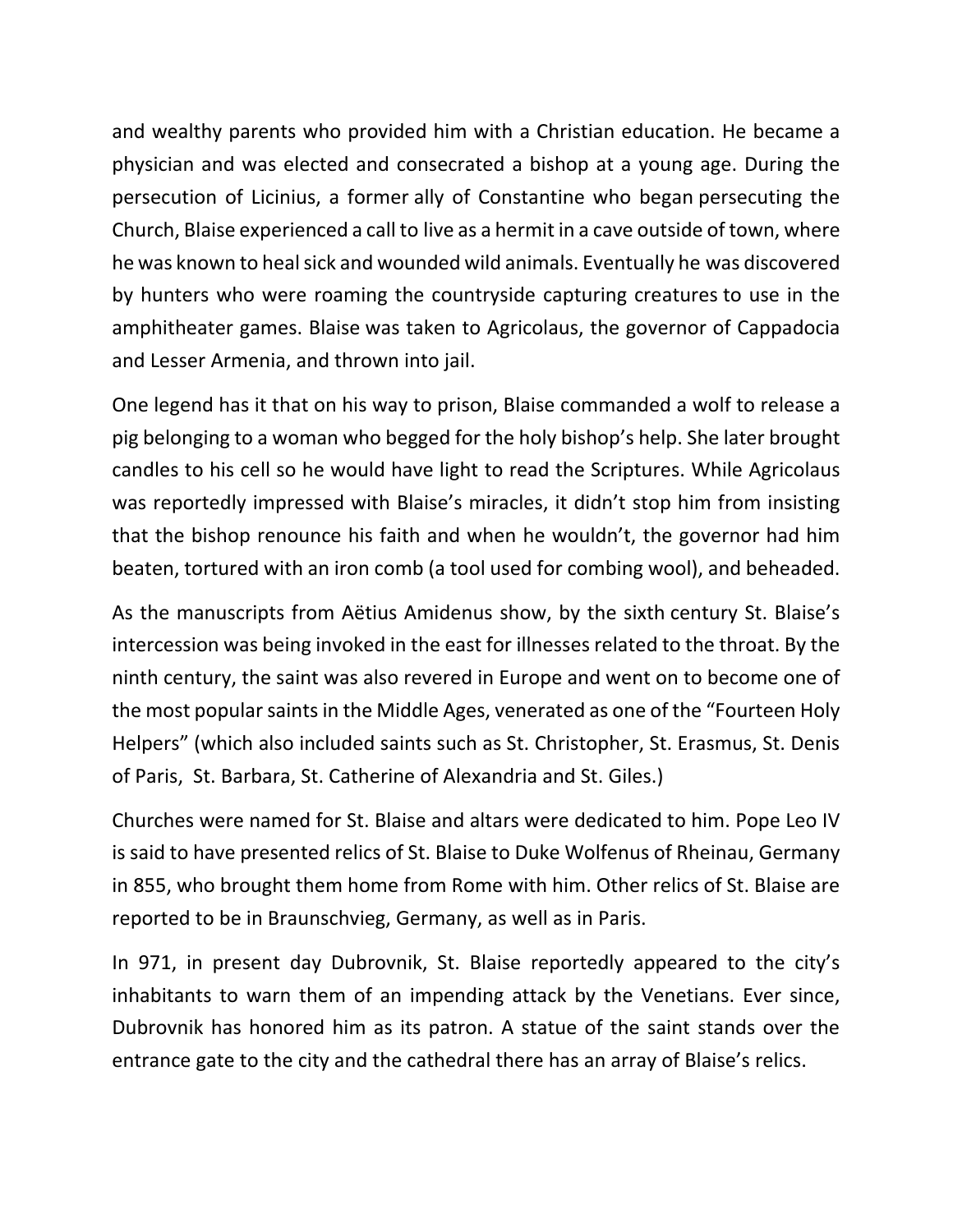and wealthy parents who provided him with a Christian education. He became a physician and was elected and consecrated a bishop at a young age. During the persecution of Licinius, a former ally of Constantine who began persecuting the Church, Blaise experienced a call to live as a hermit in a cave outside of town, where he was known to heal sick and wounded wild animals. Eventually he was discovered by hunters who were roaming the countryside capturing creatures to use in the amphitheater games. Blaise was taken to Agricolaus, the governor of Cappadocia and Lesser Armenia, and thrown into jail.

One legend has it that on his way to prison, Blaise commanded a wolf to release a pig belonging to a woman who begged for the holy bishop's help. She later brought candles to his cell so he would have light to read the Scriptures. While Agricolaus was reportedly impressed with Blaise's miracles, it didn't stop him from insisting that the bishop renounce his faith and when he wouldn't, the governor had him beaten, tortured with an iron comb (a tool used for combing wool), and beheaded.

As the manuscripts from Aëtius Amidenus show, by the sixth century St. Blaise's intercession was being invoked in the east for illnesses related to the throat. By the ninth century, the saint was also revered in Europe and went on to become one of the most popular saints in the Middle Ages, venerated as one of the "Fourteen Holy Helpers" (which also included saints such as St. Christopher, St. Erasmus, St. Denis of Paris, St. Barbara, St. Catherine of Alexandria and St. Giles.)

Churches were named for St. Blaise and altars were dedicated to him. Pope Leo IV is said to have presented relics of St. Blaise to Duke Wolfenus of Rheinau, Germany in 855, who brought them home from Rome with him. Other relics of St. Blaise are reported to be in Braunschvieg, Germany, as well as in Paris.

In 971, in present day Dubrovnik, St. Blaise reportedly appeared to the city's inhabitants to warn them of an impending attack by the Venetians. Ever since, Dubrovnik has honored him as its patron. A statue of the saint stands over the entrance gate to the city and the cathedral there has an array of Blaise's relics.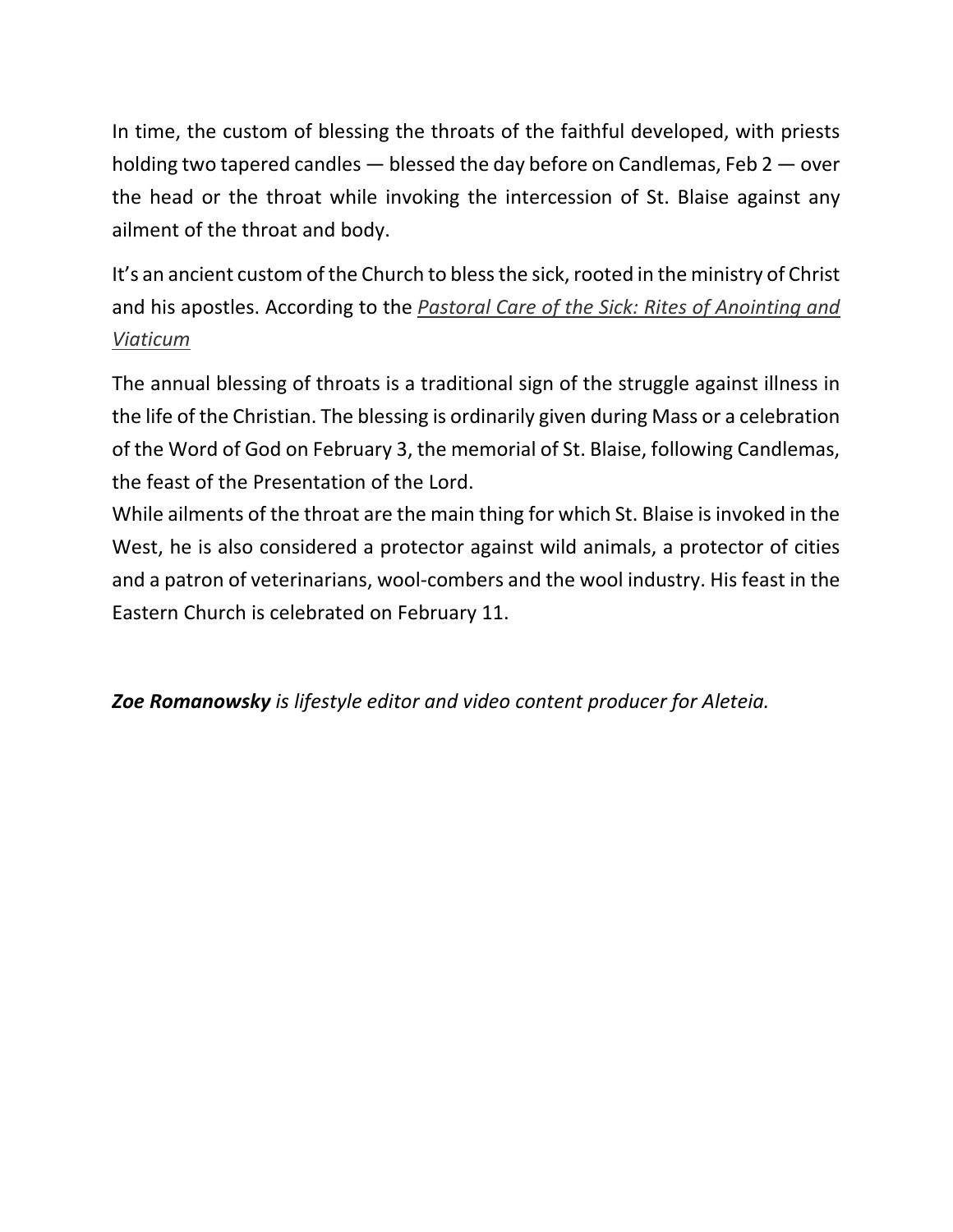In time, the custom of blessing the throats of the faithful developed, with priests holding two tapered candles — blessed the day before on Candlemas, Feb 2 — over the head or the throat while invoking the intercession of St. Blaise against any ailment of the throat and body.

It's an ancient custom of the Church to bless the sick, rooted in the ministry of Christ and his apostles. According to the *Pastoral Care of the Sick: Rites of Anointing and Viaticum*

The annual blessing of throats is a traditional sign of the struggle against illness in the life of the Christian. The blessing is ordinarily given during Mass or a celebration of the Word of God on February 3, the memorial of St. Blaise, following Candlemas, the feast of the Presentation of the Lord.

While ailments of the throat are the main thing for which St. Blaise is invoked in the West, he is also considered a protector against wild animals, a protector of cities and a patron of veterinarians, wool-combers and the wool industry. His feast in the Eastern Church is celebrated on February 11.

***Zoe Romanowsky*** *is lifestyle editor and video content producer for Aleteia.*